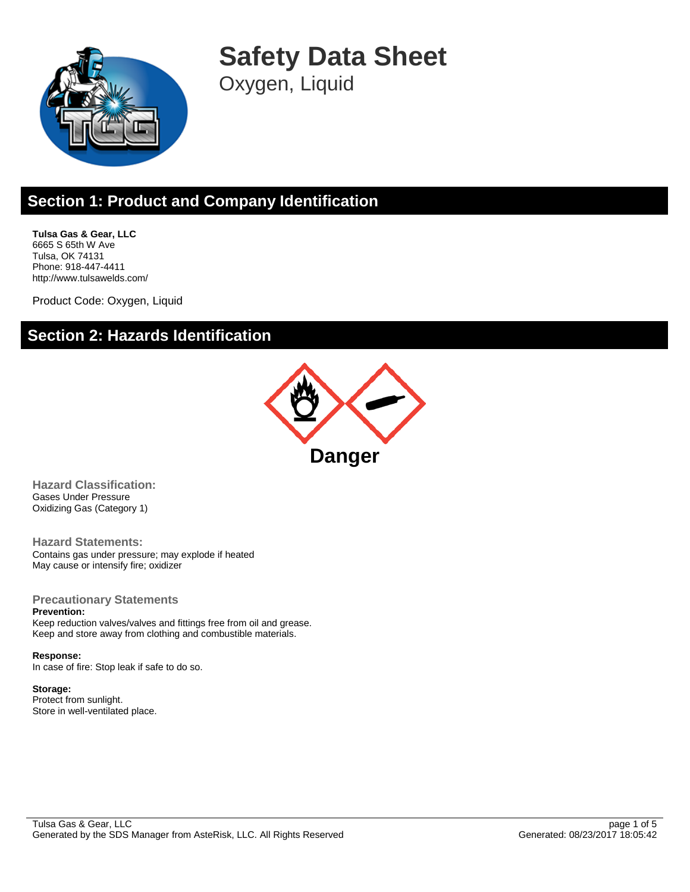# Safety Data Sheet

Oxygen, Liquid

## Section 1: Product and Company Identification

**Tulsa Gas & Gear, LLC**
6665 S 65th W Ave
Tulsa, OK 74131
Phone: 918-447-4411
http://www.tulsawelds.com/

Product Code: Oxygen, Liquid

## Section 2: Hazards Identification

**Danger**

### Hazard Classification:

Gases Under Pressure
Oxidizing Gas (Category 1)

### Hazard Statements:

Contains gas under pressure; may explode if heated
May cause or intensify fire; oxidizer

### Precautionary Statements

**Prevention:**
Keep reduction valves/valves and fittings free from oil and grease.
Keep and store away from clothing and combustible materials.

**Response:**
In case of fire: Stop leak if safe to do so.

**Storage:**
Protect from sunlight.
Store in well-ventilated place.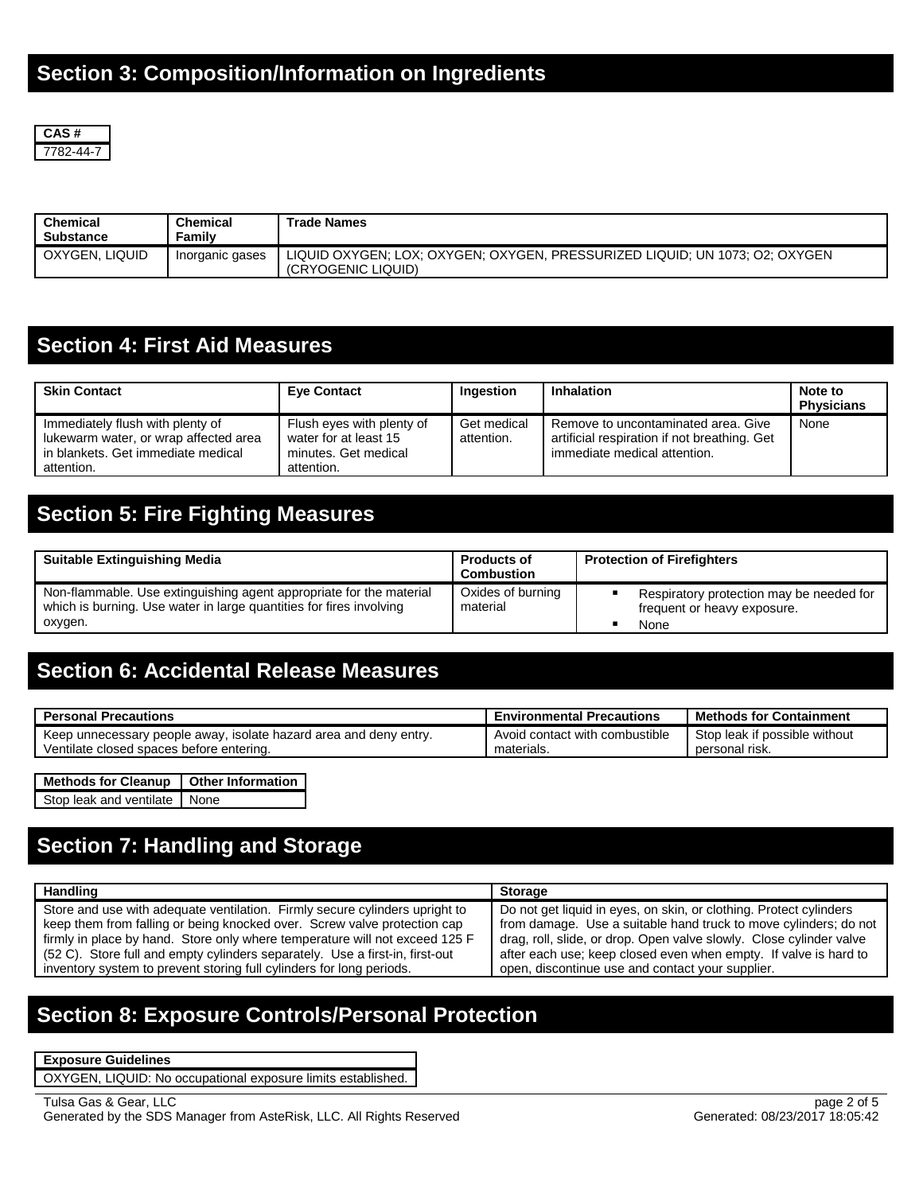## Section 3: Composition/Information on Ingredients

| CAS # |
|---|
| 7782-44-7 |

| Chemical Substance | Chemical Family | Trade Names |
|---|---|---|
| OXYGEN, LIQUID | Inorganic gases | LIQUID OXYGEN; LOX; OXYGEN; OXYGEN, PRESSURIZED LIQUID; UN 1073; O2; OXYGEN (CRYOGENIC LIQUID) |

## Section 4: First Aid Measures

| Skin Contact | Eye Contact | Ingestion | Inhalation | Note to Physicians |
|---|---|---|---|---|
| Immediately flush with plenty of lukewarm water, or wrap affected area in blankets. Get immediate medical attention. | Flush eyes with plenty of water for at least 15 minutes. Get medical attention. | Get medical attention. | Remove to uncontaminated area. Give artificial respiration if not breathing. Get immediate medical attention. | None |

## Section 5: Fire Fighting Measures

| Suitable Extinguishing Media | Products of Combustion | Protection of Firefighters |
|---|---|---|
| Non-flammable. Use extinguishing agent appropriate for the material which is burning. Use water in large quantities for fires involving oxygen. | Oxides of burning material | ▪ Respiratory protection may be needed for frequent or heavy exposure. ▪ None |

## Section 6: Accidental Release Measures

| Personal Precautions | Environmental Precautions | Methods for Containment |
|---|---|---|
| Keep unnecessary people away, isolate hazard area and deny entry. Ventilate closed spaces before entering. | Avoid contact with combustible materials. | Stop leak if possible without personal risk. |

| Methods for Cleanup | Other Information |
|---|---|
| Stop leak and ventilate | None |

## Section 7: Handling and Storage

| Handling | Storage |
|---|---|
| Store and use with adequate ventilation. Firmly secure cylinders upright to keep them from falling or being knocked over. Screw valve protection cap firmly in place by hand. Store only where temperature will not exceed 125 F (52 C). Store full and empty cylinders separately. Use a first-in, first-out inventory system to prevent storing full cylinders for long periods. | Do not get liquid in eyes, on skin, or clothing. Protect cylinders from damage. Use a suitable hand truck to move cylinders; do not drag, roll, slide, or drop. Open valve slowly. Close cylinder valve after each use; keep closed even when empty. If valve is hard to open, discontinue use and contact your supplier. |

## Section 8: Exposure Controls/Personal Protection

| Exposure Guidelines |
|---|
| OXYGEN, LIQUID: No occupational exposure limits established. |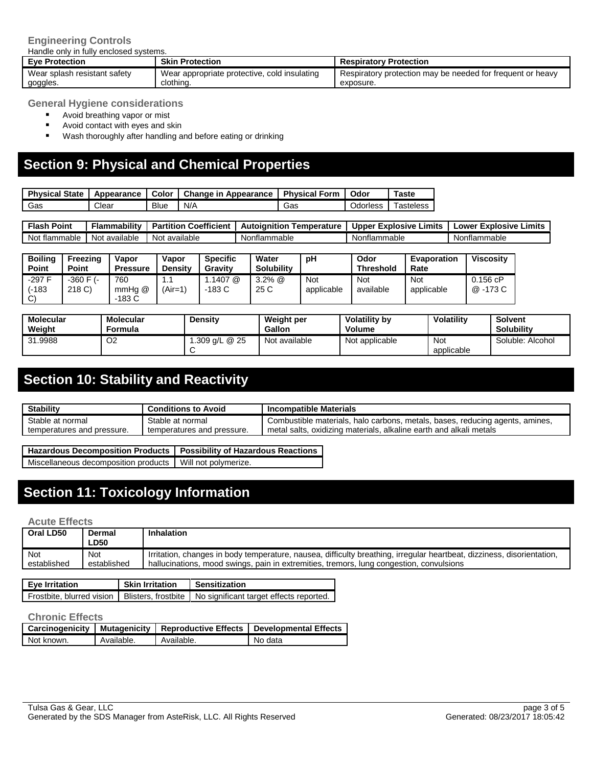### Engineering Controls

Handle only in fully enclosed systems.

| Eye Protection | Skin Protection | Respiratory Protection |
|---|---|---|
| Wear splash resistant safety goggles. | Wear appropriate protective, cold insulating clothing. | Respiratory protection may be needed for frequent or heavy exposure. |

### General Hygiene considerations

- Avoid breathing vapor or mist
- Avoid contact with eyes and skin
- Wash thoroughly after handling and before eating or drinking

## Section 9: Physical and Chemical Properties

| Physical State | Appearance | Color | Change in Appearance | Physical Form | Odor | Taste |
|---|---|---|---|---|---|---|
| Gas | Clear | Blue | N/A | Gas | Odorless | Tasteless |

| Flash Point | Flammability | Partition Coefficient | Autoignition Temperature | Upper Explosive Limits | Lower Explosive Limits |
|---|---|---|---|---|---|
| Not flammable | Not available | Not available | Nonflammable | Nonflammable | Nonflammable |

| Boiling Point | Freezing Point | Vapor Pressure | Vapor Density | Specific Gravity | Water Solubility | pH | Odor Threshold | Evaporation Rate | Viscosity |
|---|---|---|---|---|---|---|---|---|---|
| -297 F (-183 C) | -360 F (-218 C) | 760 mmHg @ -183 C | 1.1 (Air=1) | 1.1407 @ -183 C | 3.2% @ 25 C | Not applicable | Not available | Not applicable | 0.156 cP @ -173 C |

| Molecular Weight | Molecular Formula | Density | Weight per Gallon | Volatility by Volume | Volatility | Solvent Solubility |
|---|---|---|---|---|---|---|
| 31.9988 | O2 | 1.309 g/L @ 25 C | Not available | Not applicable | Not applicable | Soluble: Alcohol |

## Section 10: Stability and Reactivity

| Stability | Conditions to Avoid | Incompatible Materials |
|---|---|---|
| Stable at normal temperatures and pressure. | Stable at normal temperatures and pressure. | Combustible materials, halo carbons, metals, bases, reducing agents, amines, metal salts, oxidizing materials, alkaline earth and alkali metals |

| Hazardous Decomposition Products | Possibility of Hazardous Reactions |
|---|---|
| Miscellaneous decomposition products | Will not polymerize. |

## Section 11: Toxicology Information

### Acute Effects

| Oral LD50 | Dermal LD50 | Inhalation |
|---|---|---|
| Not established | Not established | Irritation, changes in body temperature, nausea, difficulty breathing, irregular heartbeat, dizziness, disorientation, hallucinations, mood swings, pain in extremities, tremors, lung congestion, convulsions |

| Eye Irritation | Skin Irritation | Sensitization |
|---|---|---|
| Frostbite, blurred vision | Blisters, frostbite | No significant target effects reported. |

### Chronic Effects

| Carcinogenicity | Mutagenicity | Reproductive Effects | Developmental Effects |
|---|---|---|---|
| Not known. | Available. | Available. | No data |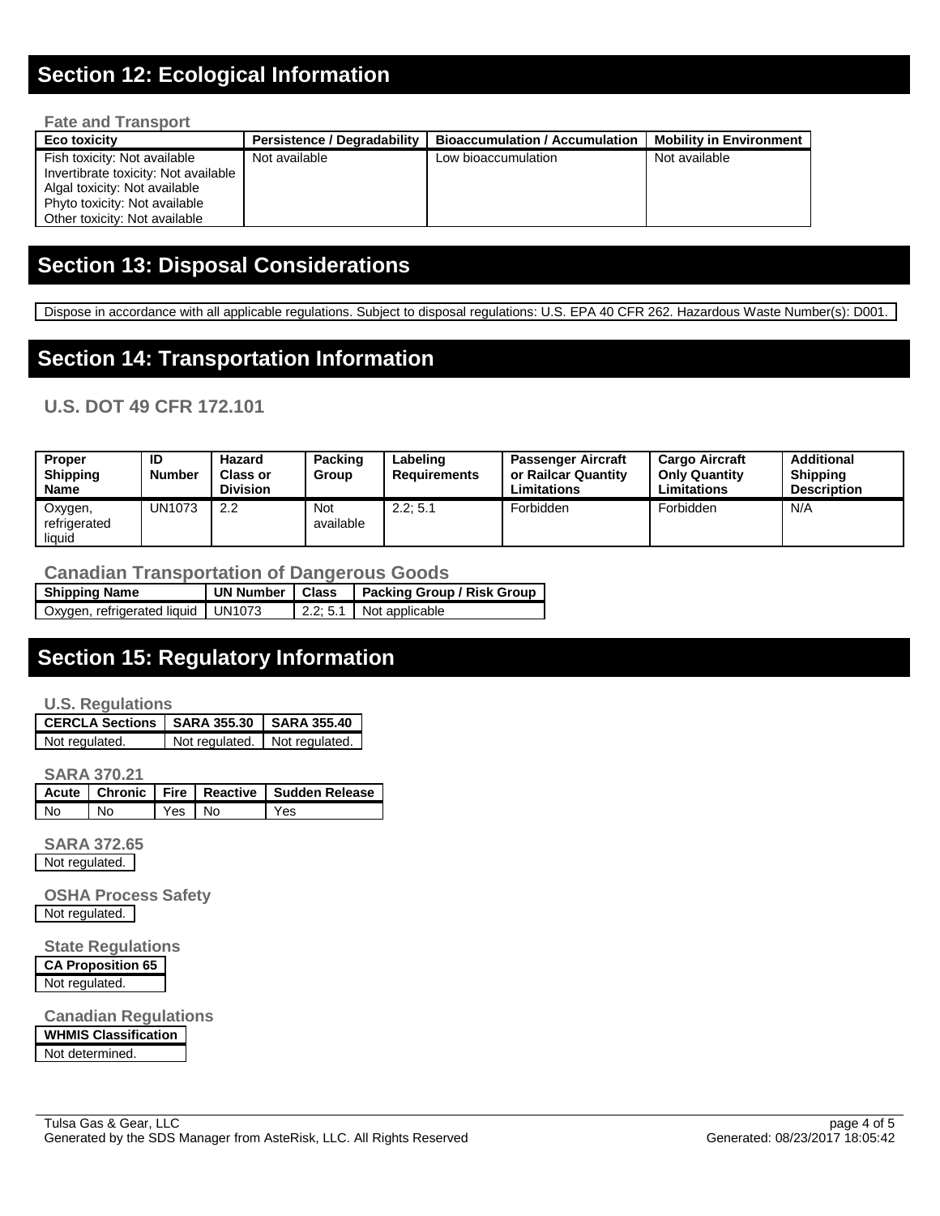## Section 12: Ecological Information

### Fate and Transport

| Eco toxicity | Persistence / Degradability | Bioaccumulation / Accumulation | Mobility in Environment |
|---|---|---|---|
| Fish toxicity: Not available<br>Invertibrate toxicity: Not available<br>Algal toxicity: Not available<br>Phyto toxicity: Not available<br>Other toxicity: Not available | Not available | Low bioaccumulation | Not available |

## Section 13: Disposal Considerations

Dispose in accordance with all applicable regulations. Subject to disposal regulations: U.S. EPA 40 CFR 262. Hazardous Waste Number(s): D001.

## Section 14: Transportation Information

### U.S. DOT 49 CFR 172.101

| Proper Shipping Name | ID Number | Hazard Class or Division | Packing Group | Labeling Requirements | Passenger Aircraft or Railcar Quantity Limitations | Cargo Aircraft Only Quantity Limitations | Additional Shipping Description |
|---|---|---|---|---|---|---|---|
| Oxygen, refrigerated liquid | UN1073 | 2.2 | Not available | 2.2; 5.1 | Forbidden | Forbidden | N/A |

### Canadian Transportation of Dangerous Goods

| Shipping Name | UN Number | Class | Packing Group / Risk Group |
|---|---|---|---|
| Oxygen, refrigerated liquid | UN1073 | 2.2; 5.1 | Not applicable |

## Section 15: Regulatory Information

### U.S. Regulations

| CERCLA Sections | SARA 355.30 | SARA 355.40 |
|---|---|---|
| Not regulated. | Not regulated. | Not regulated. |

### SARA 370.21

| Acute | Chronic | Fire | Reactive | Sudden Release |
|---|---|---|---|---|
| No | No | Yes | No | Yes |

### SARA 372.65

Not regulated.

### OSHA Process Safety

Not regulated.

### State Regulations

| CA Proposition 65 |
|---|
| Not regulated. |

### Canadian Regulations

| WHMIS Classification |
|---|
| Not determined. |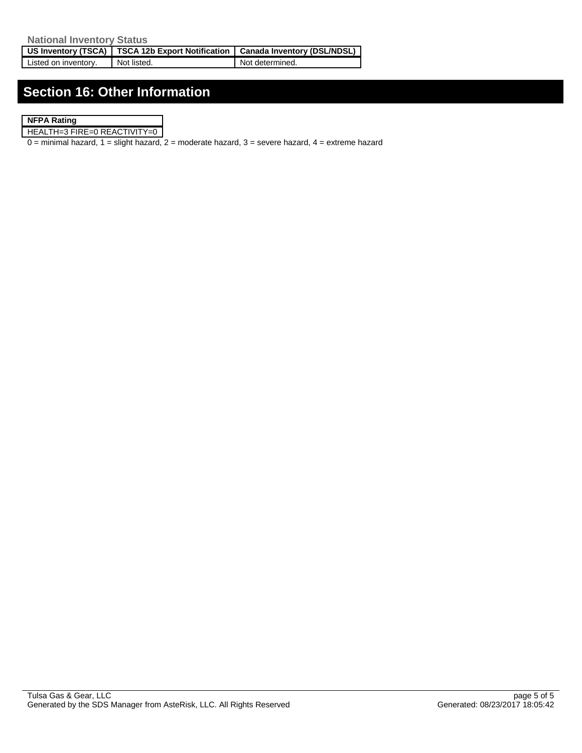**National Inventory Status**

| US Inventory (TSCA) | TSCA 12b Export Notification | Canada Inventory (DSL/NDSL) |
|---|---|---|
| Listed on inventory. | Not listed. | Not determined. |

## Section 16: Other Information

| NFPA Rating |
|---|
| HEALTH=3 FIRE=0 REACTIVITY=0 |

0 = minimal hazard, 1 = slight hazard, 2 = moderate hazard, 3 = severe hazard, 4 = extreme hazard